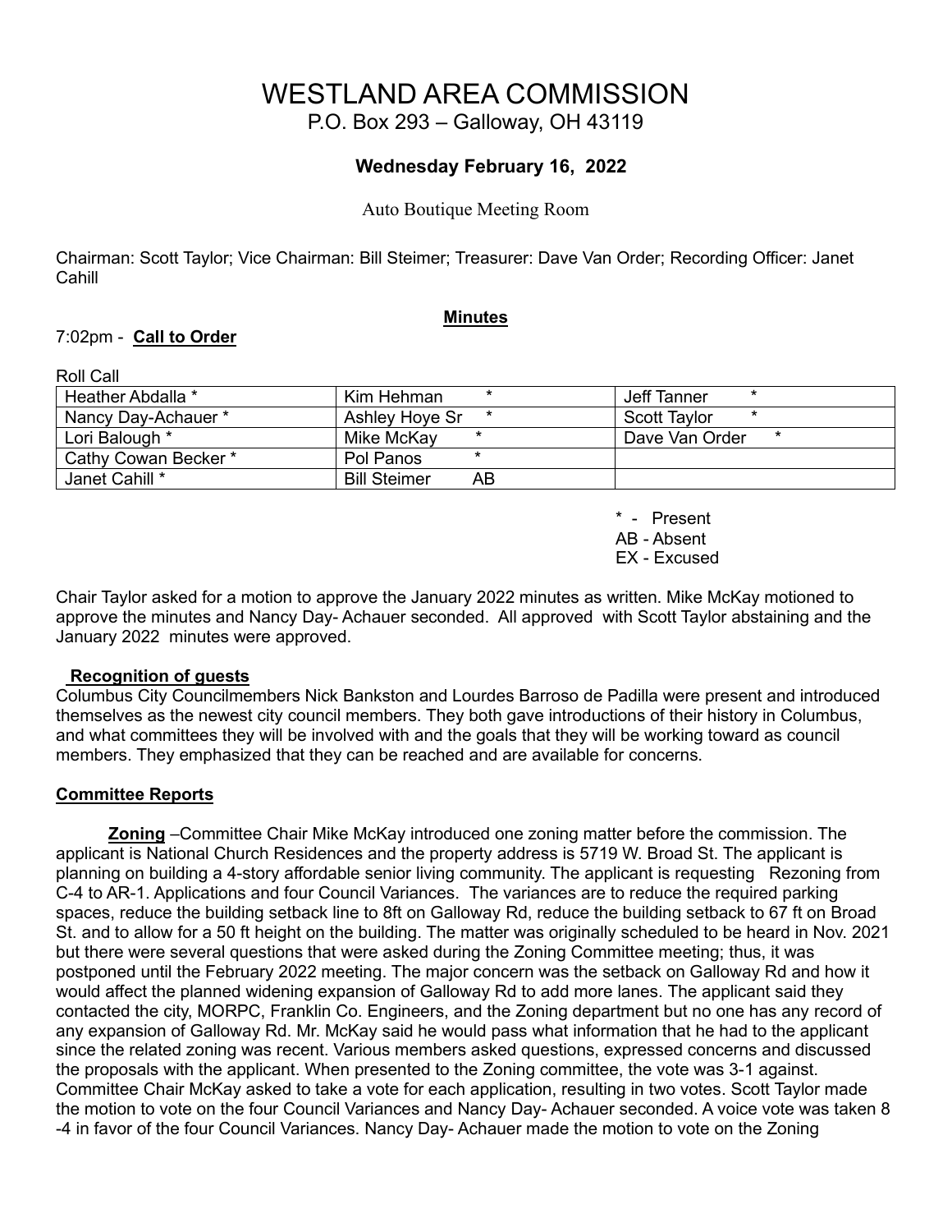# WESTLAND AREA COMMISSION

P.O. Box 293 – Galloway, OH 43119

**Wednesday February 16, 2022**

Auto Boutique Meeting Room

Chairman: Scott Taylor; Vice Chairman: Bill Steimer; Treasurer: Dave Van Order; Recording Officer: Janet Cahill

**Minutes**

7:02pm - **Call to Order**

Roll Call

| | | |
|---|---|---|
| Heather Abdalla * | Kim Hehman * | Jeff Tanner * |
| Nancy Day-Achauer * | Ashley Hoye Sr * | Scott Taylor * |
| Lori Balough * | Mike McKay * | Dave Van Order * |
| Cathy Cowan Becker * | Pol Panos * | |
| Janet Cahill * | Bill Steimer AB | |

\* - Present
AB - Absent
EX - Excused

Chair Taylor asked for a motion to approve the January 2022 minutes as written. Mike McKay motioned to approve the minutes and Nancy Day- Achauer seconded. All approved with Scott Taylor abstaining and the January 2022 minutes were approved.

**Recognition of guests**

Columbus City Councilmembers Nick Bankston and Lourdes Barroso de Padilla were present and introduced themselves as the newest city council members. They both gave introductions of their history in Columbus, and what committees they will be involved with and the goals that they will be working toward as council members. They emphasized that they can be reached and are available for concerns.

**Committee Reports**

**Zoning** –Committee Chair Mike McKay introduced one zoning matter before the commission. The applicant is National Church Residences and the property address is 5719 W. Broad St. The applicant is planning on building a 4-story affordable senior living community. The applicant is requesting Rezoning from C-4 to AR-1. Applications and four Council Variances. The variances are to reduce the required parking spaces, reduce the building setback line to 8ft on Galloway Rd, reduce the building setback to 67 ft on Broad St. and to allow for a 50 ft height on the building. The matter was originally scheduled to be heard in Nov. 2021 but there were several questions that were asked during the Zoning Committee meeting; thus, it was postponed until the February 2022 meeting. The major concern was the setback on Galloway Rd and how it would affect the planned widening expansion of Galloway Rd to add more lanes. The applicant said they contacted the city, MORPC, Franklin Co. Engineers, and the Zoning department but no one has any record of any expansion of Galloway Rd. Mr. McKay said he would pass what information that he had to the applicant since the related zoning was recent. Various members asked questions, expressed concerns and discussed the proposals with the applicant. When presented to the Zoning committee, the vote was 3-1 against. Committee Chair McKay asked to take a vote for each application, resulting in two votes. Scott Taylor made the motion to vote on the four Council Variances and Nancy Day- Achauer seconded. A voice vote was taken 8 -4 in favor of the four Council Variances. Nancy Day- Achauer made the motion to vote on the Zoning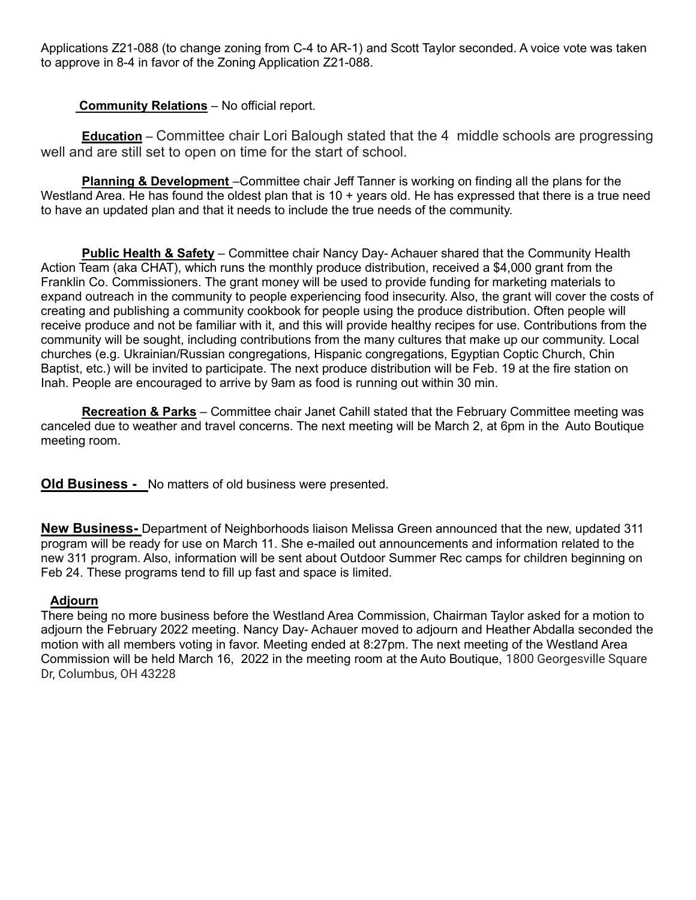Applications Z21-088 (to change zoning from C-4 to AR-1) and Scott Taylor seconded. A voice vote was taken to approve in 8-4 in favor of the Zoning Application Z21-088.

**Community Relations** – No official report.

**Education** – Committee chair Lori Balough stated that the 4 middle schools are progressing well and are still set to open on time for the start of school.

**Planning & Development** –Committee chair Jeff Tanner is working on finding all the plans for the Westland Area. He has found the oldest plan that is 10 + years old. He has expressed that there is a true need to have an updated plan and that it needs to include the true needs of the community.

**Public Health & Safety** – Committee chair Nancy Day- Achauer shared that the Community Health Action Team (aka CHAT), which runs the monthly produce distribution, received a $4,000 grant from the Franklin Co. Commissioners. The grant money will be used to provide funding for marketing materials to expand outreach in the community to people experiencing food insecurity. Also, the grant will cover the costs of creating and publishing a community cookbook for people using the produce distribution. Often people will receive produce and not be familiar with it, and this will provide healthy recipes for use. Contributions from the community will be sought, including contributions from the many cultures that make up our community. Local churches (e.g. Ukrainian/Russian congregations, Hispanic congregations, Egyptian Coptic Church, Chin Baptist, etc.) will be invited to participate. The next produce distribution will be Feb. 19 at the fire station on Inah. People are encouraged to arrive by 9am as food is running out within 30 min.

**Recreation & Parks** – Committee chair Janet Cahill stated that the February Committee meeting was canceled due to weather and travel concerns. The next meeting will be March 2, at 6pm in the Auto Boutique meeting room.

**Old Business -** No matters of old business were presented.

**New Business-** Department of Neighborhoods liaison Melissa Green announced that the new, updated 311 program will be ready for use on March 11. She e-mailed out announcements and information related to the new 311 program. Also, information will be sent about Outdoor Summer Rec camps for children beginning on Feb 24. These programs tend to fill up fast and space is limited.

**Adjourn**

There being no more business before the Westland Area Commission, Chairman Taylor asked for a motion to adjourn the February 2022 meeting. Nancy Day- Achauer moved to adjourn and Heather Abdalla seconded the motion with all members voting in favor. Meeting ended at 8:27pm. The next meeting of the Westland Area Commission will be held March 16, 2022 in the meeting room at the Auto Boutique, 1800 Georgesville Square Dr, Columbus, OH 43228